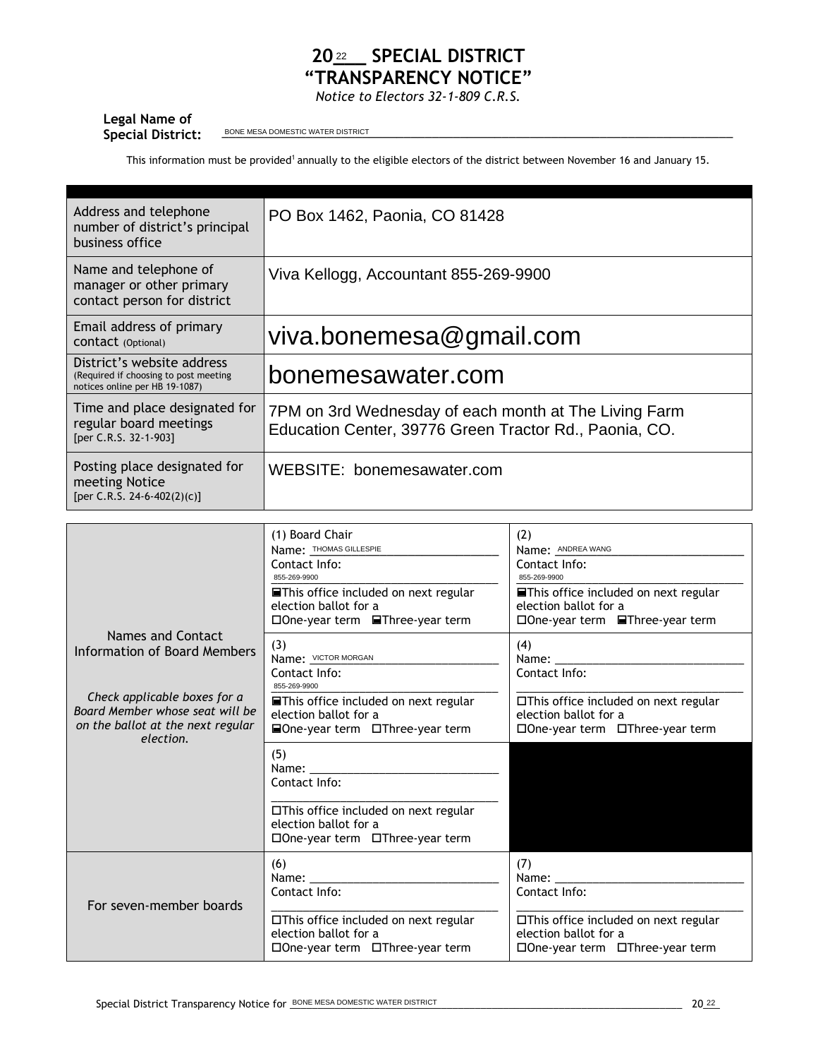# 2022 SPECIAL DISTRICT "TRANSPARENCY NOTICE"

*Notice to Electors 32-1-809 C.R.S.*

**Legal Name of Special District:** BONE MESA DOMESTIC WATER DISTRICT

This information must be provided[1] annually to the eligible electors of the district between November 16 and January 15.

| | |
|---|---|
| Address and telephone number of district's principal business office | PO Box 1462, Paonia, CO 81428 |
| Name and telephone of manager or other primary contact person for district | Viva Kellogg, Accountant 855-269-9900 |
| Email address of primary contact (Optional) | viva.bonemesa@gmail.com |
| District's website address (Required if choosing to post meeting notices online per HB 19-1087) | bonemesawater.com |
| Time and place designated for regular board meetings [per C.R.S. 32-1-903] | 7PM on 3rd Wednesday of each month at The Living Farm Education Center, 39776 Green Tractor Rd., Paonia, CO. |
| Posting place designated for meeting Notice [per C.R.S. 24-6-402(2)(c)] | WEBSITE: bonemesawater.com |

| | | |
|---|---|---|
| Names and Contact Information of Board Members<br><br>*Check applicable boxes for a Board Member whose seat will be on the ballot at the next regular election.* | (1) Board Chair<br>Name: THOMAS GILLESPIE<br>Contact Info: 855-269-9900<br>☒This office included on next regular election ballot for a<br>☐One-year term ☒Three-year term | (2)<br>Name: ANDREA WANG<br>Contact Info: 855-269-9900<br>☒This office included on next regular election ballot for a<br>☐One-year term ☒Three-year term |
| | (3)<br>Name: VICTOR MORGAN<br>Contact Info: 855-269-9900<br>☒This office included on next regular election ballot for a<br>☒One-year term ☐Three-year term | (4)<br>Name:<br>Contact Info:<br>☐This office included on next regular election ballot for a<br>☐One-year term ☐Three-year term |
| | (5)<br>Name:<br>Contact Info:<br>☐This office included on next regular election ballot for a<br>☐One-year term ☐Three-year term | |
| For seven-member boards | (6)<br>Name:<br>Contact Info:<br>☐This office included on next regular election ballot for a<br>☐One-year term ☐Three-year term | (7)<br>Name:<br>Contact Info:<br>☐This office included on next regular election ballot for a<br>☐One-year term ☐Three-year term |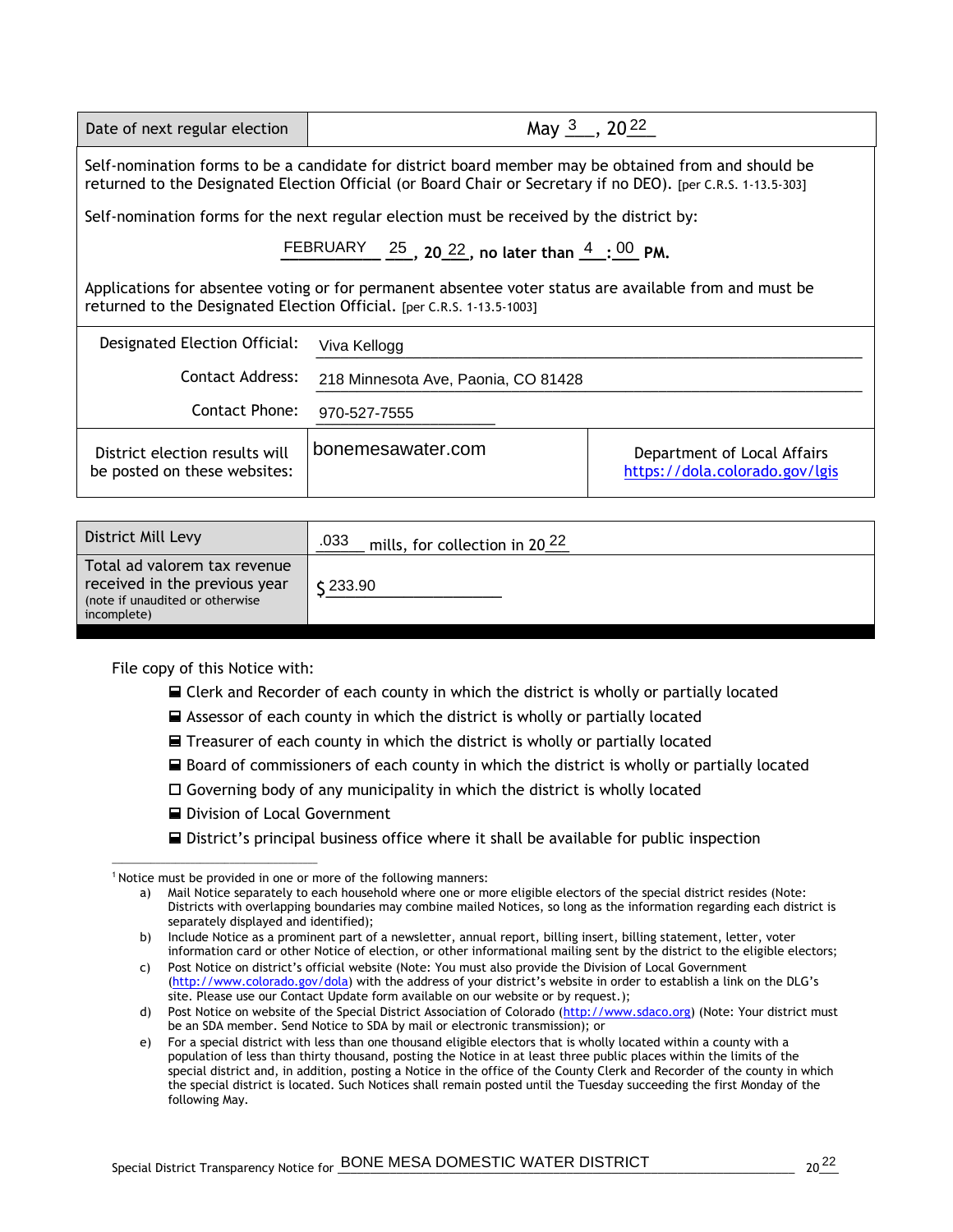| | |
|---|---|
| Date of next regular election | May 3, 2022 |

Self-nomination forms to be a candidate for district board member may be obtained from and should be returned to the Designated Election Official (or Board Chair or Secretary if no DEO). [per C.R.S. 1-13.5-303]

Self-nomination forms for the next regular election must be received by the district by:

FEBRUARY 25, 2022, **no later than** 4:00 **PM.**

Applications for absentee voting or for permanent absentee voter status are available from and must be returned to the Designated Election Official. [per C.R.S. 1-13.5-1003]

| | |
|---|---|
| Designated Election Official: | Viva Kellogg |
| Contact Address: | 218 Minnesota Ave, Paonia, CO 81428 |
| Contact Phone: | 970-527-7555 |

| | | |
|---|---|---|
| District election results will be posted on these websites: | bonemesawater.com | Department of Local Affairs https://dola.colorado.gov/lgis |

| | |
|---|---|
| District Mill Levy | .033 mills, for collection in 2022 |
| Total ad valorem tax revenue received in the previous year (note if unaudited or otherwise incomplete) | $ 233.90 |

File copy of this Notice with:

- ■ Clerk and Recorder of each county in which the district is wholly or partially located
- ■ Assessor of each county in which the district is wholly or partially located
- ■ Treasurer of each county in which the district is wholly or partially located
- ■ Board of commissioners of each county in which the district is wholly or partially located
- ☐ Governing body of any municipality in which the district is wholly located
- ■ Division of Local Government
- ■ District's principal business office where it shall be available for public inspection

---

[1] Notice must be provided in one or more of the following manners:

a) Mail Notice separately to each household where one or more eligible electors of the special district resides (Note: Districts with overlapping boundaries may combine mailed Notices, so long as the information regarding each district is separately displayed and identified);

b) Include Notice as a prominent part of a newsletter, annual report, billing insert, billing statement, letter, voter information card or other Notice of election, or other informational mailing sent by the district to the eligible electors;

c) Post Notice on district's official website (Note: You must also provide the Division of Local Government (http://www.colorado.gov/dola) with the address of your district's website in order to establish a link on the DLG's site. Please use our Contact Update form available on our website or by request.);

d) Post Notice on website of the Special District Association of Colorado (http://www.sdaco.org) (Note: Your district must be an SDA member. Send Notice to SDA by mail or electronic transmission); or

e) For a special district with less than one thousand eligible electors that is wholly located within a county with a population of less than thirty thousand, posting the Notice in at least three public places within the limits of the special district and, in addition, posting a Notice in the office of the County Clerk and Recorder of the county in which the special district is located. Such Notices shall remain posted until the Tuesday succeeding the first Monday of the following May.

Special District Transparency Notice for BONE MESA DOMESTIC WATER DISTRICT 2022